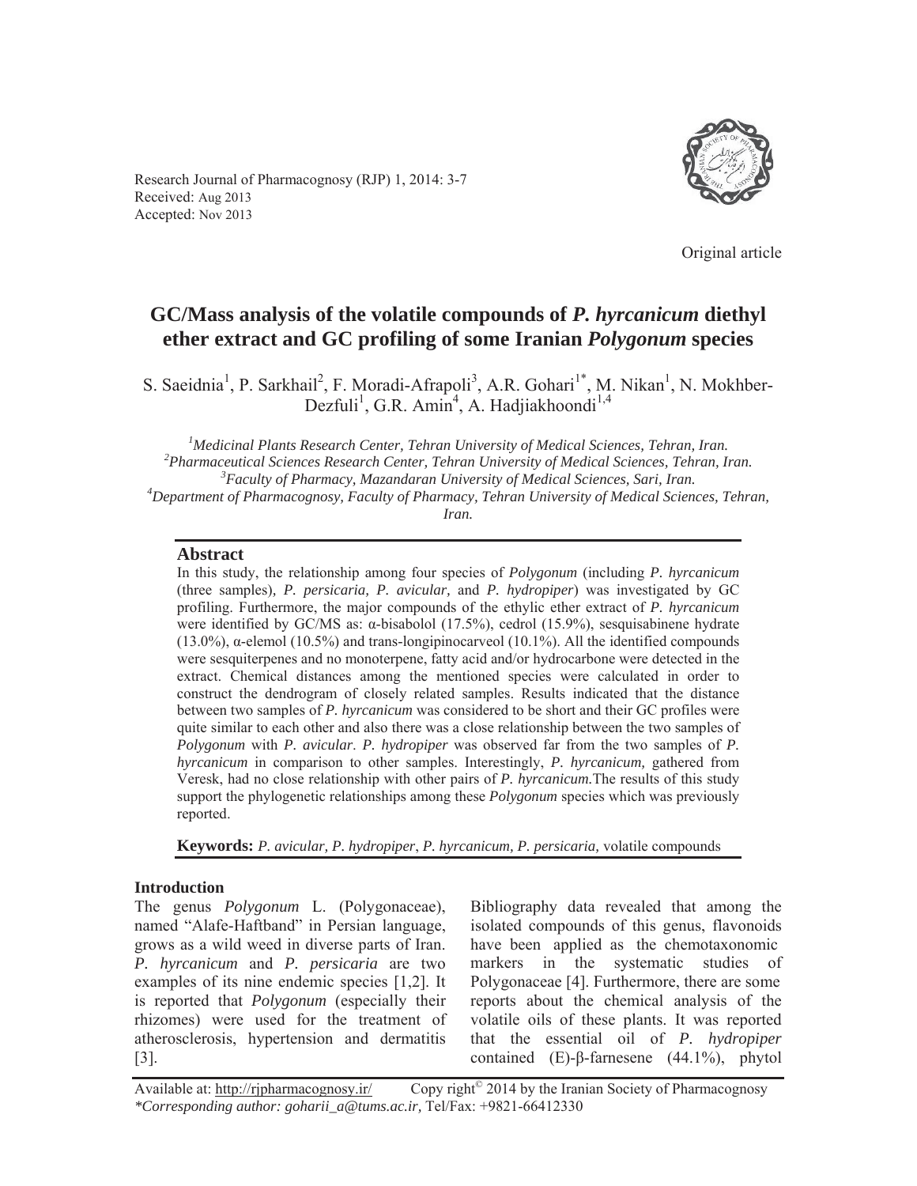Research Journal of Pharmacognosy (RJP) 1, 2014: 3-7
Received: Aug 2013
Accepted: Nov 2013

Original article

# GC/Mass analysis of the volatile compounds of *P. hyrcanicum* diethyl ether extract and GC profiling of some Iranian *Polygonum* species

S. Saeidnia[1], P. Sarkhail[2], F. Moradi-Afrapoli[3], A.R. Gohari[1*], M. Nikan[1], N. Mokhber-Dezfuli[1], G.R. Amin[4], A. Hadjiakhoondi[1,4]

[1]*Medicinal Plants Research Center, Tehran University of Medical Sciences, Tehran, Iran.*
[2]*Pharmaceutical Sciences Research Center, Tehran University of Medical Sciences, Tehran, Iran.*
[3]*Faculty of Pharmacy, Mazandaran University of Medical Sciences, Sari, Iran.*
[4]*Department of Pharmacognosy, Faculty of Pharmacy, Tehran University of Medical Sciences, Tehran, Iran.*

## Abstract

In this study, the relationship among four species of *Polygonum* (including *P. hyrcanicum* (three samples), *P. persicaria, P. avicular,* and *P. hydropiper*) was investigated by GC profiling. Furthermore, the major compounds of the ethylic ether extract of *P. hyrcanicum* were identified by GC/MS as: α-bisabolol (17.5%), cedrol (15.9%), sesquisabinene hydrate (13.0%), α-elemol (10.5%) and trans-longipinocarveol (10.1%). All the identified compounds were sesquiterpenes and no monoterpene, fatty acid and/or hydrocarbone were detected in the extract. Chemical distances among the mentioned species were calculated in order to construct the dendrogram of closely related samples. Results indicated that the distance between two samples of *P. hyrcanicum* was considered to be short and their GC profiles were quite similar to each other and also there was a close relationship between the two samples of *Polygonum* with *P. avicular*. *P. hydropiper* was observed far from the two samples of *P. hyrcanicum* in comparison to other samples. Interestingly, *P. hyrcanicum,* gathered from Veresk, had no close relationship with other pairs of *P. hyrcanicum.*The results of this study support the phylogenetic relationships among these *Polygonum* species which was previously reported.

**Keywords:** *P. avicular, P. hydropiper*, *P. hyrcanicum, P. persicaria,* volatile compounds

## Introduction

The genus *Polygonum* L. (Polygonaceae), named "Alafe-Haftband" in Persian language, grows as a wild weed in diverse parts of Iran. *P. hyrcanicum* and *P. persicaria* are two examples of its nine endemic species [1,2]. It is reported that *Polygonum* (especially their rhizomes) were used for the treatment of atherosclerosis, hypertension and dermatitis [3].

Bibliography data revealed that among the isolated compounds of this genus, flavonoids have been applied as the chemotaxonomic markers in the systematic studies of Polygonaceae [4]. Furthermore, there are some reports about the chemical analysis of the volatile oils of these plants. It was reported that the essential oil of *P. hydropiper* contained (E)-β-farnesene (44.1%), phytol

Available at: http://rjpharmacognosy.ir/ Copy right© 2014 by the Iranian Society of Pharmacognosy
*\*Corresponding author: goharii_a@tums.ac.ir,* Tel/Fax: +9821-66412330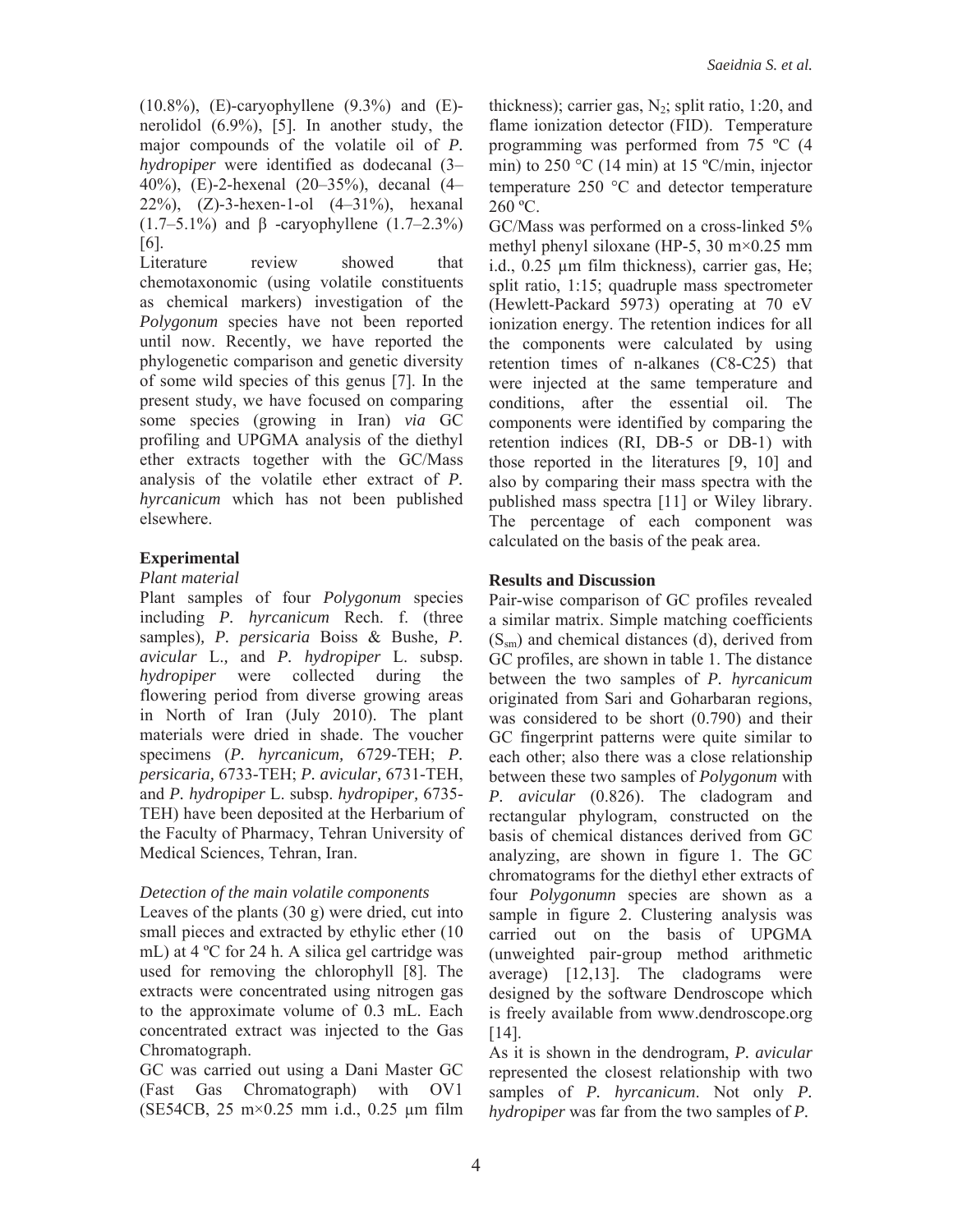(10.8%), (E)-caryophyllene (9.3%) and (E)-nerolidol (6.9%), [5]. In another study, the major compounds of the volatile oil of *P. hydropiper* were identified as dodecanal (3–40%), (E)-2-hexenal (20–35%), decanal (4–22%), (Z)-3-hexen-1-ol (4–31%), hexanal (1.7–5.1%) and β -caryophyllene (1.7–2.3%) [6].

Literature review showed that chemotaxonomic (using volatile constituents as chemical markers) investigation of the *Polygonum* species have not been reported until now. Recently, we have reported the phylogenetic comparison and genetic diversity of some wild species of this genus [7]. In the present study, we have focused on comparing some species (growing in Iran) *via* GC profiling and UPGMA analysis of the diethyl ether extracts together with the GC/Mass analysis of the volatile ether extract of *P. hyrcanicum* which has not been published elsewhere.

## Experimental

### *Plant material*

Plant samples of four *Polygonum* species including *P. hyrcanicum* Rech. f. (three samples), *P. persicaria* Boiss & Bushe, *P. avicular* L., and *P. hydropiper* L. subsp. *hydropiper* were collected during the flowering period from diverse growing areas in North of Iran (July 2010). The plant materials were dried in shade. The voucher specimens (*P. hyrcanicum,* 6729-TEH; *P. persicaria,* 6733-TEH; *P. avicular,* 6731-TEH, and *P. hydropiper* L. subsp. *hydropiper,* 6735-TEH) have been deposited at the Herbarium of the Faculty of Pharmacy, Tehran University of Medical Sciences, Tehran, Iran.

### *Detection of the main volatile components*

Leaves of the plants (30 g) were dried, cut into small pieces and extracted by ethylic ether (10 mL) at 4 ºC for 24 h. A silica gel cartridge was used for removing the chlorophyll [8]. The extracts were concentrated using nitrogen gas to the approximate volume of 0.3 mL. Each concentrated extract was injected to the Gas Chromatograph.

GC was carried out using a Dani Master GC (Fast Gas Chromatograph) with OV1 (SE54CB, 25 m×0.25 mm i.d., 0.25 μm film thickness); carrier gas, $N_2$; split ratio, 1:20, and flame ionization detector (FID). Temperature programming was performed from 75 ºC (4 min) to 250 °C (14 min) at 15 ºC/min, injector temperature 250 °C and detector temperature 260 ºC.

GC/Mass was performed on a cross-linked 5% methyl phenyl siloxane (HP-5, 30 m×0.25 mm i.d., 0.25 μm film thickness), carrier gas, He; split ratio, 1:15; quadruple mass spectrometer (Hewlett-Packard 5973) operating at 70 eV ionization energy. The retention indices for all the components were calculated by using retention times of n-alkanes (C8-C25) that were injected at the same temperature and conditions, after the essential oil. The components were identified by comparing the retention indices (RI, DB-5 or DB-1) with those reported in the literatures [9, 10] and also by comparing their mass spectra with the published mass spectra [11] or Wiley library. The percentage of each component was calculated on the basis of the peak area.

## Results and Discussion

Pair-wise comparison of GC profiles revealed a similar matrix. Simple matching coefficients ($S_{sm}$) and chemical distances (d), derived from GC profiles, are shown in table 1. The distance between the two samples of *P. hyrcanicum* originated from Sari and Goharbaran regions, was considered to be short (0.790) and their GC fingerprint patterns were quite similar to each other; also there was a close relationship between these two samples of *Polygonum* with *P. avicular* (0.826). The cladogram and rectangular phylogram, constructed on the basis of chemical distances derived from GC analyzing, are shown in figure 1. The GC chromatograms for the diethyl ether extracts of four *Polygonumn* species are shown as a sample in figure 2. Clustering analysis was carried out on the basis of UPGMA (unweighted pair-group method arithmetic average) [12,13]. The cladograms were designed by the software Dendroscope which is freely available from www.dendroscope.org [14].

As it is shown in the dendrogram, *P. avicular* represented the closest relationship with two samples of *P. hyrcanicum*. Not only *P. hydropiper* was far from the two samples of *P.*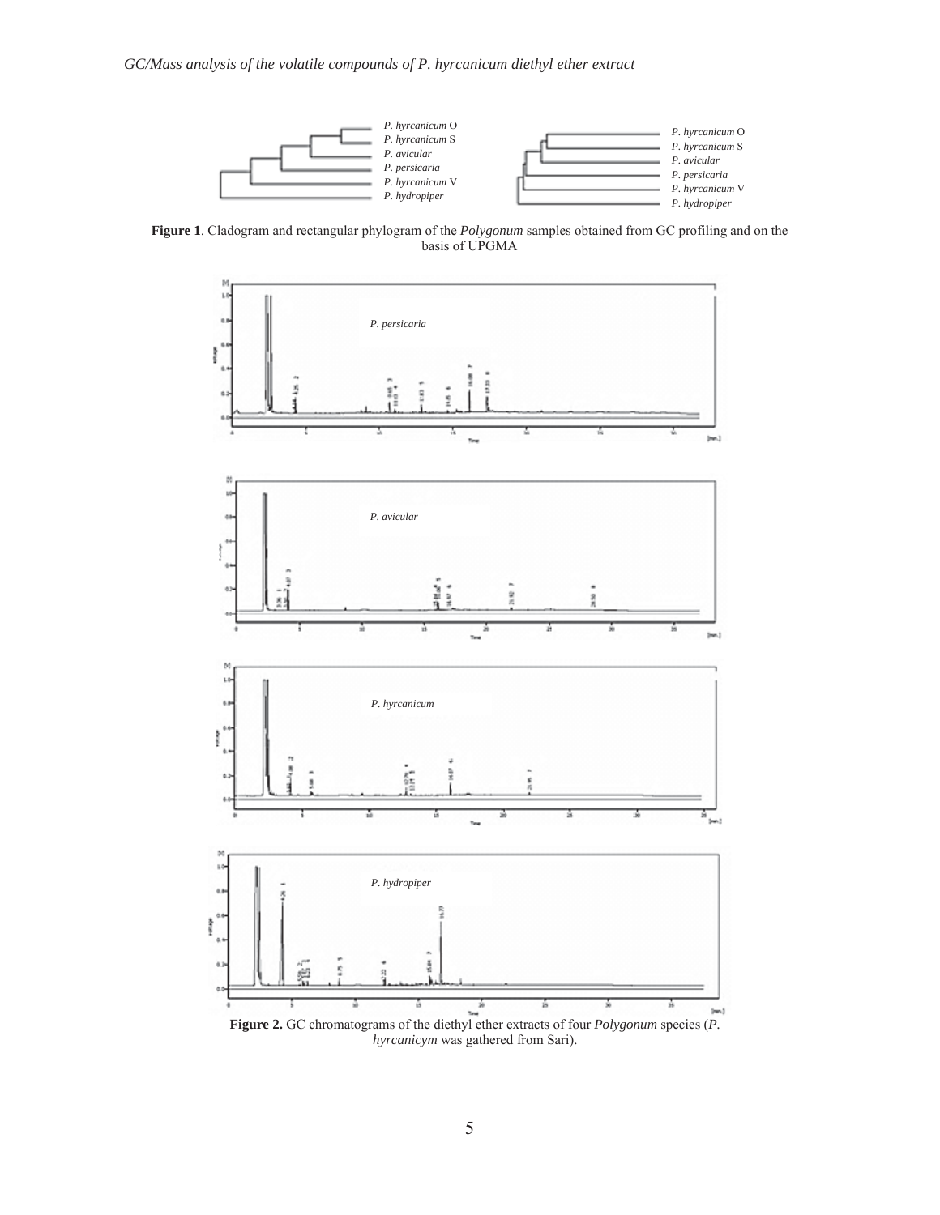**Figure 1**. Cladogram and rectangular phylogram of the *Polygonum* samples obtained from GC profiling and on the basis of UPGMA

**Figure 2.** GC chromatograms of the diethyl ether extracts of four *Polygonum* species (*P. hyrcanicym* was gathered from Sari).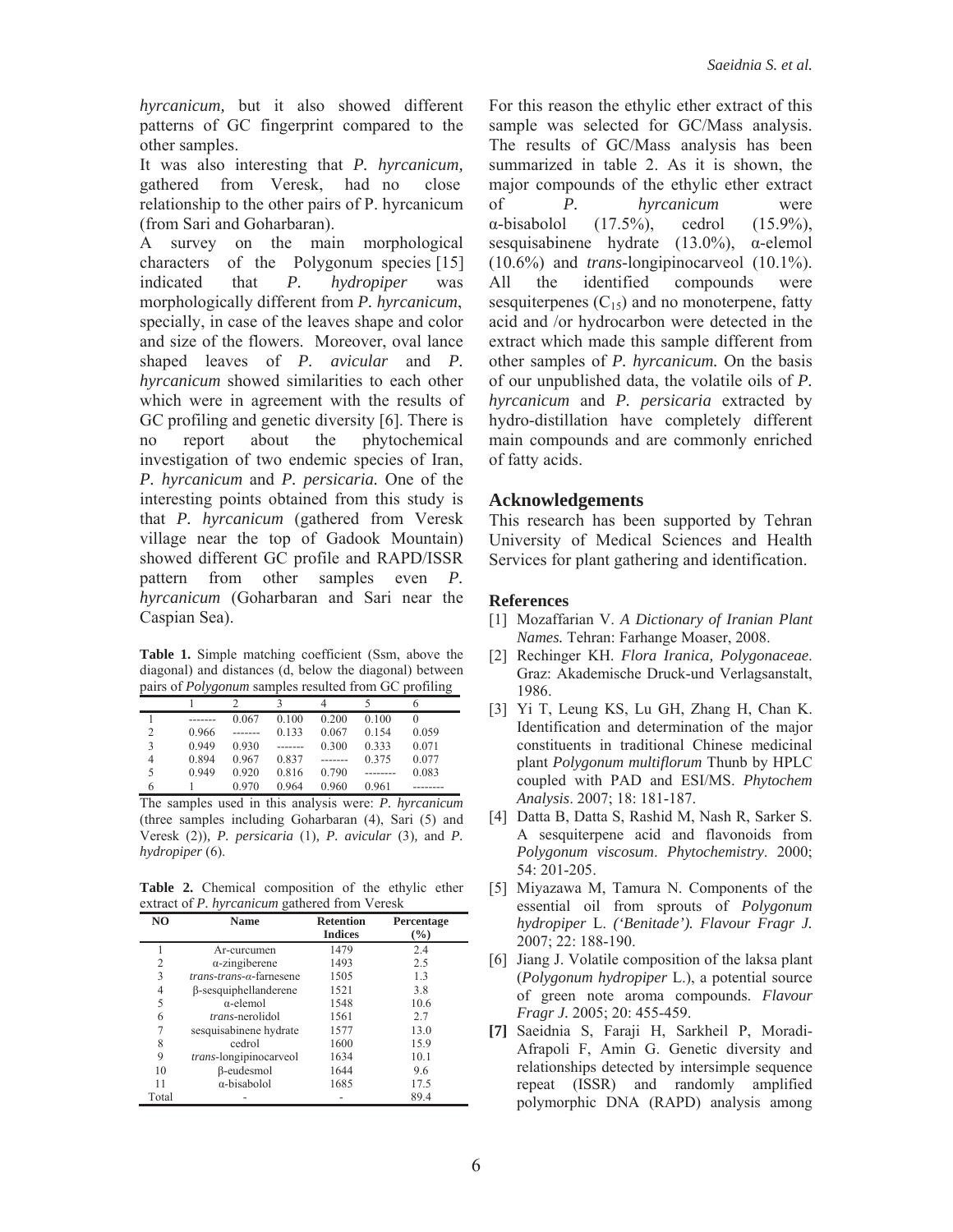*hyrcanicum,* but it also showed different patterns of GC fingerprint compared to the other samples.

It was also interesting that *P. hyrcanicum,* gathered from Veresk, had no close relationship to the other pairs of P. hyrcanicum (from Sari and Goharbaran).

A survey on the main morphological characters of the Polygonum species [15] indicated that *P. hydropiper* was morphologically different from *P. hyrcanicum*, specially, in case of the leaves shape and color and size of the flowers. Moreover, oval lance shaped leaves of *P. avicular* and *P. hyrcanicum* showed similarities to each other which were in agreement with the results of GC profiling and genetic diversity [6]. There is no report about the phytochemical investigation of two endemic species of Iran, *P. hyrcanicum* and *P. persicaria.* One of the interesting points obtained from this study is that *P. hyrcanicum* (gathered from Veresk village near the top of Gadook Mountain) showed different GC profile and RAPD/ISSR pattern from other samples even *P. hyrcanicum* (Goharbaran and Sari near the Caspian Sea).

**Table 1.** Simple matching coefficient (Ssm, above the diagonal) and distances (d, below the diagonal) between pairs of *Polygonum* samples resulted from GC profiling

| | 1 | 2 | 3 | 4 | 5 | 6 |
|---|---|---|---|---|---|---|
| 1 | ------- | 0.067 | 0.100 | 0.200 | 0.100 | 0 |
| 2 | 0.966 | ------- | 0.133 | 0.067 | 0.154 | 0.059 |
| 3 | 0.949 | 0.930 | ------- | 0.300 | 0.333 | 0.071 |
| 4 | 0.894 | 0.967 | 0.837 | ------- | 0.375 | 0.077 |
| 5 | 0.949 | 0.920 | 0.816 | 0.790 | -------- | 0.083 |
| 6 | 1 | 0.970 | 0.964 | 0.960 | 0.961 | -------- |

The samples used in this analysis were: *P. hyrcanicum* (three samples including Goharbaran (4), Sari (5) and Veresk (2)), *P. persicaria* (1), *P. avicular* (3), and *P. hydropiper* (6).

**Table 2.** Chemical composition of the ethylic ether extract of *P. hyrcanicum* gathered from Veresk

| NO | Name | Retention Indices | Percentage (%) |
|---|---|---|---|
| 1 | Ar-curcumen | 1479 | 2.4 |
| 2 | α-zingiberene | 1493 | 2.5 |
| 3 | *trans-trans*-α-farnesene | 1505 | 1.3 |
| 4 | β-sesquiphellanderene | 1521 | 3.8 |
| 5 | α-elemol | 1548 | 10.6 |
| 6 | *trans*-nerolidol | 1561 | 2.7 |
| 7 | sesquisabinene hydrate | 1577 | 13.0 |
| 8 | cedrol | 1600 | 15.9 |
| 9 | *trans*-longipinocarveol | 1634 | 10.1 |
| 10 | β-eudesmol | 1644 | 9.6 |
| 11 | α-bisabolol | 1685 | 17.5 |
| Total | - | - | 89.4 |

For this reason the ethylic ether extract of this sample was selected for GC/Mass analysis. The results of GC/Mass analysis has been summarized in table 2. As it is shown, the major compounds of the ethylic ether extract of *P. hyrcanicum* were α-bisabolol (17.5%), cedrol (15.9%), sesquisabinene hydrate (13.0%), α-elemol (10.6%) and *trans*-longipinocarveol (10.1%). All the identified compounds were sesquiterpenes ($C_{15}$) and no monoterpene, fatty acid and /or hydrocarbon were detected in the extract which made this sample different from other samples of *P. hyrcanicum.* On the basis of our unpublished data, the volatile oils of *P. hyrcanicum* and *P. persicaria* extracted by hydro-distillation have completely different main compounds and are commonly enriched of fatty acids.

## Acknowledgements

This research has been supported by Tehran University of Medical Sciences and Health Services for plant gathering and identification.

## References

[1] Mozaffarian V. *A Dictionary of Iranian Plant Names.* Tehran: Farhange Moaser, 2008.

[2] Rechinger KH. *Flora Iranica, Polygonaceae*. Graz: Akademische Druck-und Verlagsanstalt, 1986.

[3] Yi T, Leung KS, Lu GH, Zhang H, Chan K. Identification and determination of the major constituents in traditional Chinese medicinal plant *Polygonum multiflorum* Thunb by HPLC coupled with PAD and ESI/MS. *Phytochem Analysis*. 2007; 18: 181-187.

[4] Datta B, Datta S, Rashid M, Nash R, Sarker S. A sesquiterpene acid and flavonoids from *Polygonum viscosum*. *Phytochemistry*. 2000; 54: 201-205.

[5] Miyazawa M, Tamura N. Components of the essential oil from sprouts of *Polygonum hydropiper* L. *('Benitade'). Flavour Fragr J.* 2007; 22: 188-190.

[6] Jiang J. Volatile composition of the laksa plant (*Polygonum hydropiper* L.), a potential source of green note aroma compounds. *Flavour Fragr J*. 2005; 20: 455-459.

**[7]** Saeidnia S, Faraji H, Sarkheil P, Moradi-Afrapoli F, Amin G. Genetic diversity and relationships detected by intersimple sequence repeat (ISSR) and randomly amplified polymorphic DNA (RAPD) analysis among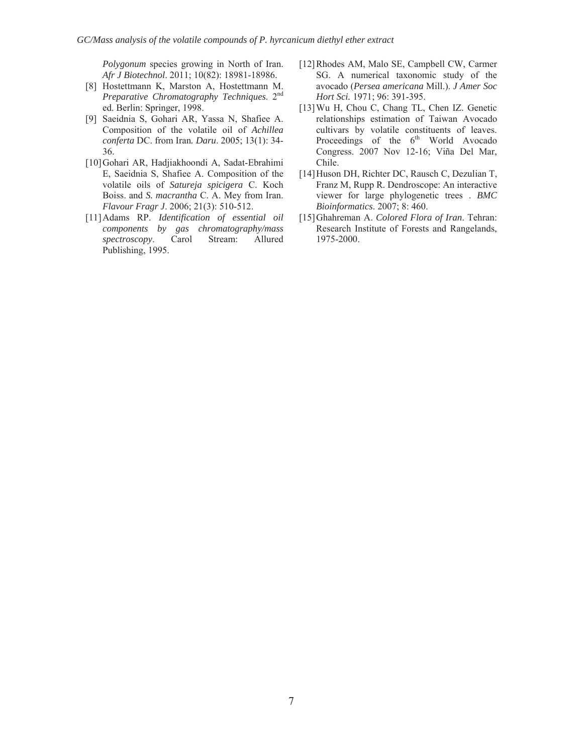*Polygonum* species growing in North of Iran. *Afr J Biotechnol*. 2011; 10(82): 18981-18986.

[8] Hostettmann K, Marston A, Hostettmann M. *Preparative Chromatography Techniques*. 2nd ed. Berlin: Springer, 1998.

[9] Saeidnia S, Gohari AR, Yassa N, Shafiee A. Composition of the volatile oil of *Achillea conferta* DC. from Iran*. Daru*. 2005; 13(1): 34-36.

[10] Gohari AR, Hadjiakhoondi A, Sadat-Ebrahimi E, Saeidnia S, Shafiee A. Composition of the volatile oils of *Satureja spicigera* C. Koch Boiss. and *S. macrantha* C. A. Mey from Iran. *Flavour Fragr J*. 2006; 21(3): 510-512.

[11] Adams RP. *Identification of essential oil components by gas chromatography/mass spectroscopy*. Carol Stream: Allured Publishing, 1995.

[12] Rhodes AM, Malo SE, Campbell CW, Carmer SG. A numerical taxonomic study of the avocado (*Persea americana* Mill.). *J Amer Soc Hort Sci.* 1971; 96: 391-395.

[13] Wu H, Chou C, Chang TL, Chen IZ. Genetic relationships estimation of Taiwan Avocado cultivars by volatile constituents of leaves. Proceedings of the 6th World Avocado Congress. 2007 Nov 12-16; Viña Del Mar, Chile.

[14] Huson DH, Richter DC, Rausch C, Dezulian T, Franz M, Rupp R. Dendroscope: An interactive viewer for large phylogenetic trees . *BMC Bioinformatics*. 2007; 8: 460.

[15] Ghahreman A. *Colored Flora of Iran*. Tehran: Research Institute of Forests and Rangelands, 1975-2000.